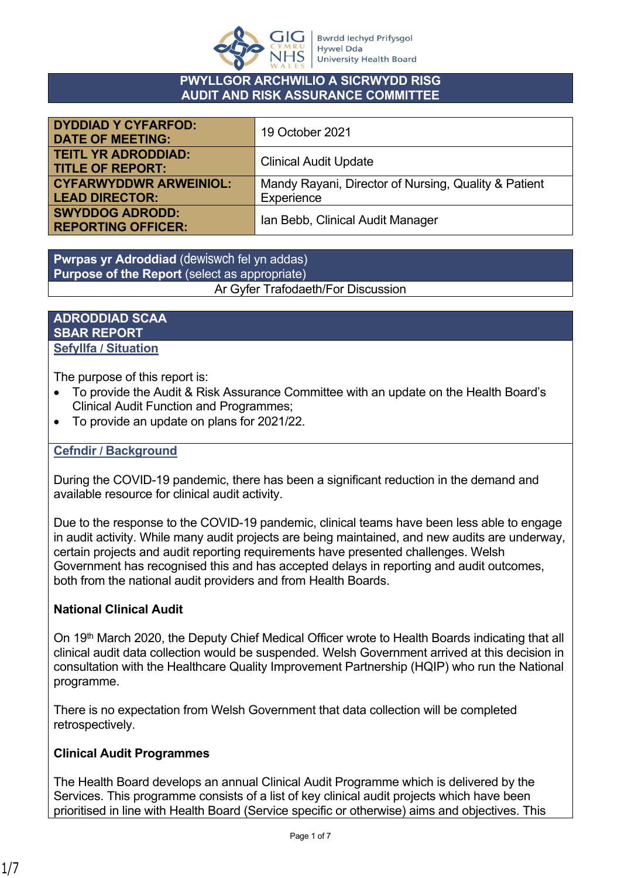Bwrdd Iechyd Prifysgol Hywel Dda University Health Board

# PWYLLGOR ARCHWILIO A SICRWYDD RISG
# AUDIT AND RISK ASSURANCE COMMITTEE

| | |
|---|---|
| **DYDDIAD Y CYFARFOD: DATE OF MEETING:** | 19 October 2021 |
| **TEITL YR ADRODDIAD: TITLE OF REPORT:** | Clinical Audit Update |
| **CYFARWYDDWR ARWEINIOL: LEAD DIRECTOR:** | Mandy Rayani, Director of Nursing, Quality & Patient Experience |
| **SWYDDOG ADRODD: REPORTING OFFICER:** | Ian Bebb, Clinical Audit Manager |

| **Pwrpas yr Adroddiad** (dewiswch fel yn addas) **Purpose of the Report** (select as appropriate) |
|---|
| Ar Gyfer Trafodaeth/For Discussion |

## ADRODDIAD SCAA SBAR REPORT

### Sefyllfa / Situation

The purpose of this report is:

- To provide the Audit & Risk Assurance Committee with an update on the Health Board's Clinical Audit Function and Programmes;
- To provide an update on plans for 2021/22.

### Cefndir / Background

During the COVID-19 pandemic, there has been a significant reduction in the demand and available resource for clinical audit activity.

Due to the response to the COVID-19 pandemic, clinical teams have been less able to engage in audit activity. While many audit projects are being maintained, and new audits are underway, certain projects and audit reporting requirements have presented challenges. Welsh Government has recognised this and has accepted delays in reporting and audit outcomes, both from the national audit providers and from Health Boards.

**National Clinical Audit**

On 19th March 2020, the Deputy Chief Medical Officer wrote to Health Boards indicating that all clinical audit data collection would be suspended. Welsh Government arrived at this decision in consultation with the Healthcare Quality Improvement Partnership (HQIP) who run the National programme.

There is no expectation from Welsh Government that data collection will be completed retrospectively.

**Clinical Audit Programmes**

The Health Board develops an annual Clinical Audit Programme which is delivered by the Services. This programme consists of a list of key clinical audit projects which have been prioritised in line with Health Board (Service specific or otherwise) aims and objectives. This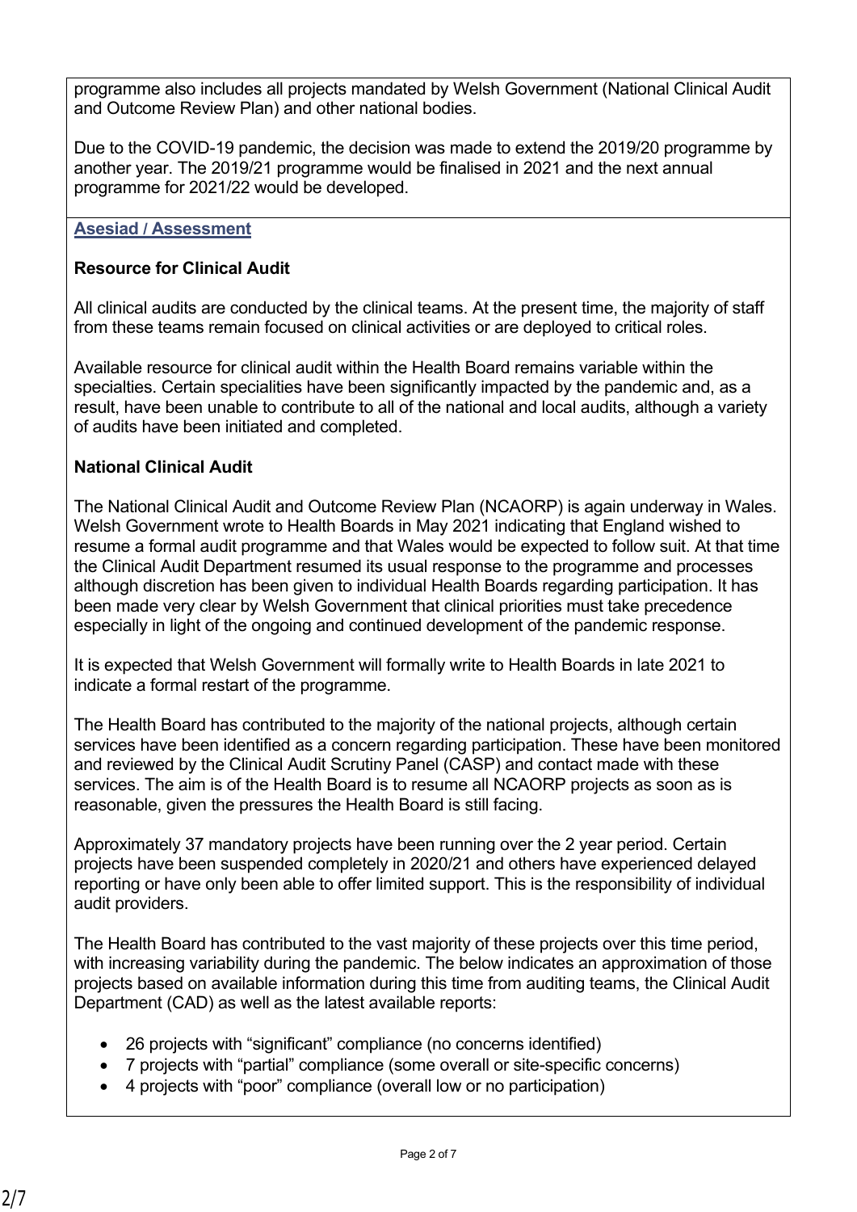programme also includes all projects mandated by Welsh Government (National Clinical Audit and Outcome Review Plan) and other national bodies.

Due to the COVID-19 pandemic, the decision was made to extend the 2019/20 programme by another year. The 2019/21 programme would be finalised in 2021 and the next annual programme for 2021/22 would be developed.

## Asesiad / Assessment

### Resource for Clinical Audit

All clinical audits are conducted by the clinical teams. At the present time, the majority of staff from these teams remain focused on clinical activities or are deployed to critical roles.

Available resource for clinical audit within the Health Board remains variable within the specialties. Certain specialities have been significantly impacted by the pandemic and, as a result, have been unable to contribute to all of the national and local audits, although a variety of audits have been initiated and completed.

### National Clinical Audit

The National Clinical Audit and Outcome Review Plan (NCAORP) is again underway in Wales. Welsh Government wrote to Health Boards in May 2021 indicating that England wished to resume a formal audit programme and that Wales would be expected to follow suit. At that time the Clinical Audit Department resumed its usual response to the programme and processes although discretion has been given to individual Health Boards regarding participation. It has been made very clear by Welsh Government that clinical priorities must take precedence especially in light of the ongoing and continued development of the pandemic response.

It is expected that Welsh Government will formally write to Health Boards in late 2021 to indicate a formal restart of the programme.

The Health Board has contributed to the majority of the national projects, although certain services have been identified as a concern regarding participation. These have been monitored and reviewed by the Clinical Audit Scrutiny Panel (CASP) and contact made with these services. The aim is of the Health Board is to resume all NCAORP projects as soon as is reasonable, given the pressures the Health Board is still facing.

Approximately 37 mandatory projects have been running over the 2 year period. Certain projects have been suspended completely in 2020/21 and others have experienced delayed reporting or have only been able to offer limited support. This is the responsibility of individual audit providers.

The Health Board has contributed to the vast majority of these projects over this time period, with increasing variability during the pandemic. The below indicates an approximation of those projects based on available information during this time from auditing teams, the Clinical Audit Department (CAD) as well as the latest available reports:

- 26 projects with "significant" compliance (no concerns identified)
- 7 projects with "partial" compliance (some overall or site-specific concerns)
- 4 projects with "poor" compliance (overall low or no participation)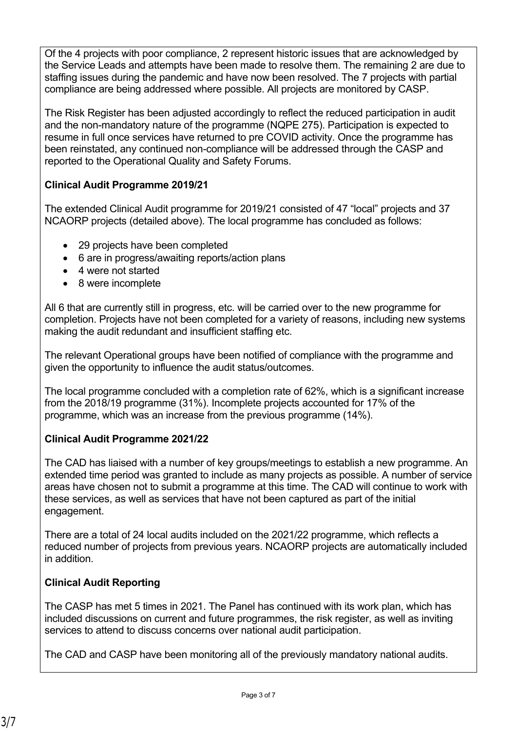Of the 4 projects with poor compliance, 2 represent historic issues that are acknowledged by the Service Leads and attempts have been made to resolve them. The remaining 2 are due to staffing issues during the pandemic and have now been resolved. The 7 projects with partial compliance are being addressed where possible. All projects are monitored by CASP.

The Risk Register has been adjusted accordingly to reflect the reduced participation in audit and the non-mandatory nature of the programme (NQPE 275). Participation is expected to resume in full once services have returned to pre COVID activity. Once the programme has been reinstated, any continued non-compliance will be addressed through the CASP and reported to the Operational Quality and Safety Forums.

**Clinical Audit Programme 2019/21**

The extended Clinical Audit programme for 2019/21 consisted of 47 "local" projects and 37 NCAORP projects (detailed above). The local programme has concluded as follows:

- 29 projects have been completed
- 6 are in progress/awaiting reports/action plans
- 4 were not started
- 8 were incomplete

All 6 that are currently still in progress, etc. will be carried over to the new programme for completion. Projects have not been completed for a variety of reasons, including new systems making the audit redundant and insufficient staffing etc.

The relevant Operational groups have been notified of compliance with the programme and given the opportunity to influence the audit status/outcomes.

The local programme concluded with a completion rate of 62%, which is a significant increase from the 2018/19 programme (31%). Incomplete projects accounted for 17% of the programme, which was an increase from the previous programme (14%).

**Clinical Audit Programme 2021/22**

The CAD has liaised with a number of key groups/meetings to establish a new programme. An extended time period was granted to include as many projects as possible. A number of service areas have chosen not to submit a programme at this time. The CAD will continue to work with these services, as well as services that have not been captured as part of the initial engagement.

There are a total of 24 local audits included on the 2021/22 programme, which reflects a reduced number of projects from previous years. NCAORP projects are automatically included in addition.

**Clinical Audit Reporting**

The CASP has met 5 times in 2021. The Panel has continued with its work plan, which has included discussions on current and future programmes, the risk register, as well as inviting services to attend to discuss concerns over national audit participation.

The CAD and CASP have been monitoring all of the previously mandatory national audits.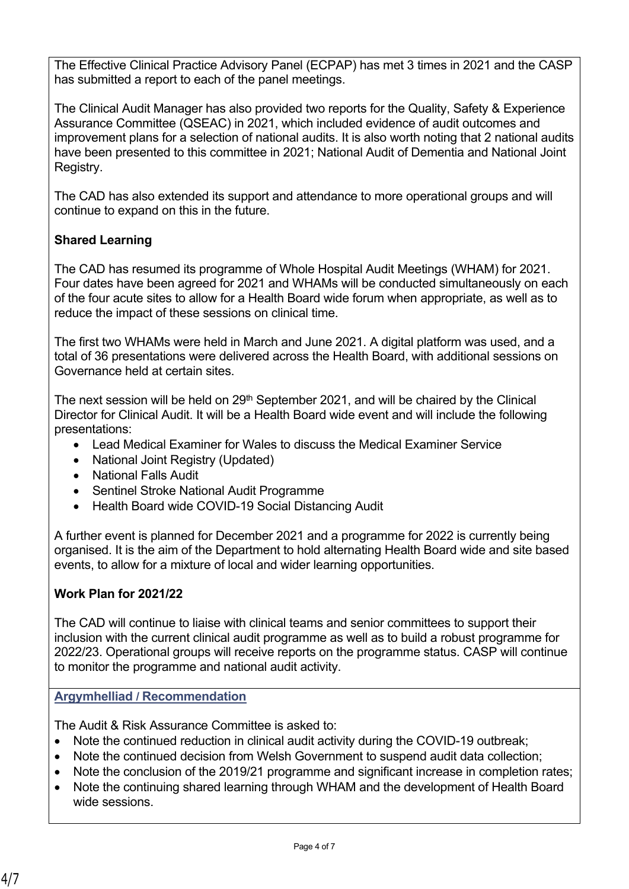The Effective Clinical Practice Advisory Panel (ECPAP) has met 3 times in 2021 and the CASP has submitted a report to each of the panel meetings.

The Clinical Audit Manager has also provided two reports for the Quality, Safety & Experience Assurance Committee (QSEAC) in 2021, which included evidence of audit outcomes and improvement plans for a selection of national audits. It is also worth noting that 2 national audits have been presented to this committee in 2021; National Audit of Dementia and National Joint Registry.

The CAD has also extended its support and attendance to more operational groups and will continue to expand on this in the future.

**Shared Learning**

The CAD has resumed its programme of Whole Hospital Audit Meetings (WHAM) for 2021. Four dates have been agreed for 2021 and WHAMs will be conducted simultaneously on each of the four acute sites to allow for a Health Board wide forum when appropriate, as well as to reduce the impact of these sessions on clinical time.

The first two WHAMs were held in March and June 2021. A digital platform was used, and a total of 36 presentations were delivered across the Health Board, with additional sessions on Governance held at certain sites.

The next session will be held on 29th September 2021, and will be chaired by the Clinical Director for Clinical Audit. It will be a Health Board wide event and will include the following presentations:

- Lead Medical Examiner for Wales to discuss the Medical Examiner Service
- National Joint Registry (Updated)
- National Falls Audit
- Sentinel Stroke National Audit Programme
- Health Board wide COVID-19 Social Distancing Audit

A further event is planned for December 2021 and a programme for 2022 is currently being organised. It is the aim of the Department to hold alternating Health Board wide and site based events, to allow for a mixture of local and wider learning opportunities.

**Work Plan for 2021/22**

The CAD will continue to liaise with clinical teams and senior committees to support their inclusion with the current clinical audit programme as well as to build a robust programme for 2022/23. Operational groups will receive reports on the programme status. CASP will continue to monitor the programme and national audit activity.

**Argymhelliad / Recommendation**

The Audit & Risk Assurance Committee is asked to:

- Note the continued reduction in clinical audit activity during the COVID-19 outbreak;
- Note the continued decision from Welsh Government to suspend audit data collection;
- Note the conclusion of the 2019/21 programme and significant increase in completion rates;
- Note the continuing shared learning through WHAM and the development of Health Board wide sessions.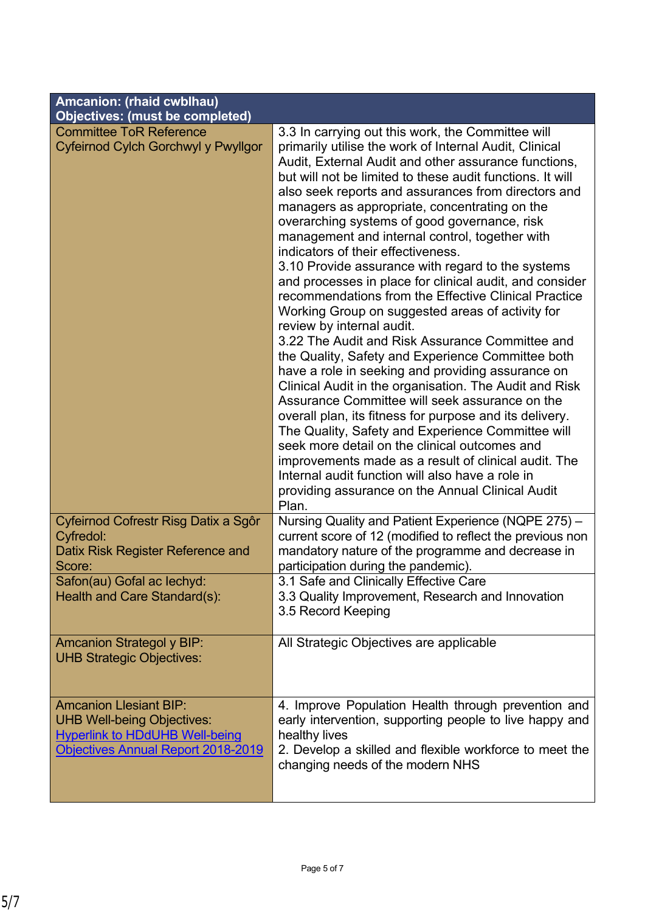| **Amcanion: (rhaid cwblhau)<br>Objectives: (must be completed)** | |
|---|---|
| Committee ToR Reference<br>Cyfeirnod Cylch Gorchwyl y Pwyllgor | 3.3 In carrying out this work, the Committee will primarily utilise the work of Internal Audit, Clinical Audit, External Audit and other assurance functions, but will not be limited to these audit functions. It will also seek reports and assurances from directors and managers as appropriate, concentrating on the overarching systems of good governance, risk management and internal control, together with indicators of their effectiveness.<br>3.10 Provide assurance with regard to the systems and processes in place for clinical audit, and consider recommendations from the Effective Clinical Practice Working Group on suggested areas of activity for review by internal audit.<br>3.22 The Audit and Risk Assurance Committee and the Quality, Safety and Experience Committee both have a role in seeking and providing assurance on Clinical Audit in the organisation. The Audit and Risk Assurance Committee will seek assurance on the overall plan, its fitness for purpose and its delivery. The Quality, Safety and Experience Committee will seek more detail on the clinical outcomes and improvements made as a result of clinical audit. The Internal audit function will also have a role in providing assurance on the Annual Clinical Audit Plan. |
| Cyfeirnod Cofrestr Risg Datix a Sgôr Cyfredol:<br>Datix Risk Register Reference and Score: | Nursing Quality and Patient Experience (NQPE 275) – current score of 12 (modified to reflect the previous non mandatory nature of the programme and decrease in participation during the pandemic). |
| Safon(au) Gofal ac Iechyd:<br>Health and Care Standard(s): | 3.1 Safe and Clinically Effective Care<br>3.3 Quality Improvement, Research and Innovation<br>3.5 Record Keeping |
| Amcanion Strategol y BIP:<br>UHB Strategic Objectives: | All Strategic Objectives are applicable |
| Amcanion Llesiant BIP:<br>UHB Well-being Objectives:<br>[Hyperlink to HDdUHB Well-being Objectives Annual Report 2018-2019] | 4. Improve Population Health through prevention and early intervention, supporting people to live happy and healthy lives<br>2. Develop a skilled and flexible workforce to meet the changing needs of the modern NHS |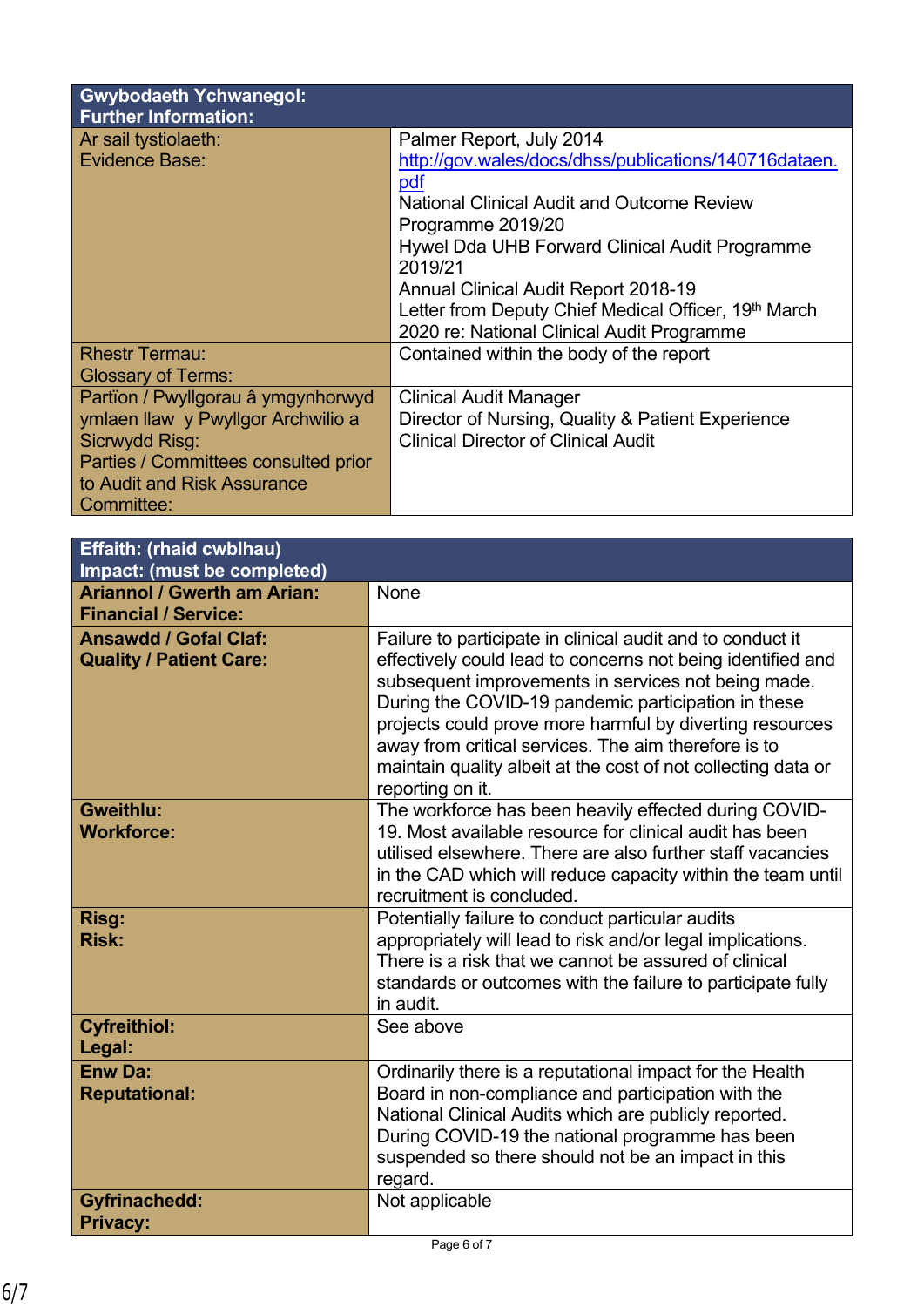| Gwybodaeth Ychwanegol: Further Information: | |
|---|---|
| Ar sail tystiolaeth: Evidence Base: | Palmer Report, July 2014 http://gov.wales/docs/dhss/publications/140716dataen.pdf National Clinical Audit and Outcome Review Programme 2019/20 Hywel Dda UHB Forward Clinical Audit Programme 2019/21 Annual Clinical Audit Report 2018-19 Letter from Deputy Chief Medical Officer, 19th March 2020 re: National Clinical Audit Programme |
| Rhestr Termau: Glossary of Terms: | Contained within the body of the report |
| Partïon / Pwyllgorau â ymgynhorwyd ymlaen llaw y Pwyllgor Archwilio a Sicrwydd Risg: Parties / Committees consulted prior to Audit and Risk Assurance Committee: | Clinical Audit Manager Director of Nursing, Quality & Patient Experience Clinical Director of Clinical Audit |

| Effaith: (rhaid cwblhau) Impact: (must be completed) | |
|---|---|
| **Ariannol / Gwerth am Arian: Financial / Service:** | None |
| **Ansawdd / Gofal Claf: Quality / Patient Care:** | Failure to participate in clinical audit and to conduct it effectively could lead to concerns not being identified and subsequent improvements in services not being made. During the COVID-19 pandemic participation in these projects could prove more harmful by diverting resources away from critical services. The aim therefore is to maintain quality albeit at the cost of not collecting data or reporting on it. |
| **Gweithlu: Workforce:** | The workforce has been heavily effected during COVID-19. Most available resource for clinical audit has been utilised elsewhere. There are also further staff vacancies in the CAD which will reduce capacity within the team until recruitment is concluded. |
| **Risg: Risk:** | Potentially failure to conduct particular audits appropriately will lead to risk and/or legal implications. There is a risk that we cannot be assured of clinical standards or outcomes with the failure to participate fully in audit. |
| **Cyfreithiol: Legal:** | See above |
| **Enw Da: Reputational:** | Ordinarily there is a reputational impact for the Health Board in non-compliance and participation with the National Clinical Audits which are publicly reported. During COVID-19 the national programme has been suspended so there should not be an impact in this regard. |
| **Gyfrinachedd: Privacy:** | Not applicable |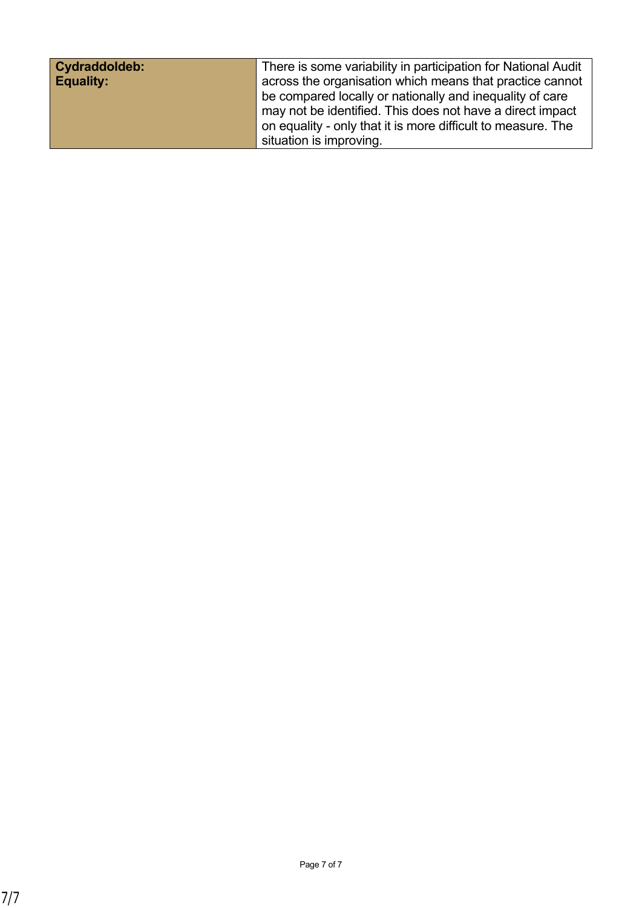| | |
|---|---|
| **Cydraddoldeb:**<br>**Equality:** | There is some variability in participation for National Audit across the organisation which means that practice cannot be compared locally or nationally and inequality of care may not be identified. This does not have a direct impact on equality - only that it is more difficult to measure. The situation is improving. |